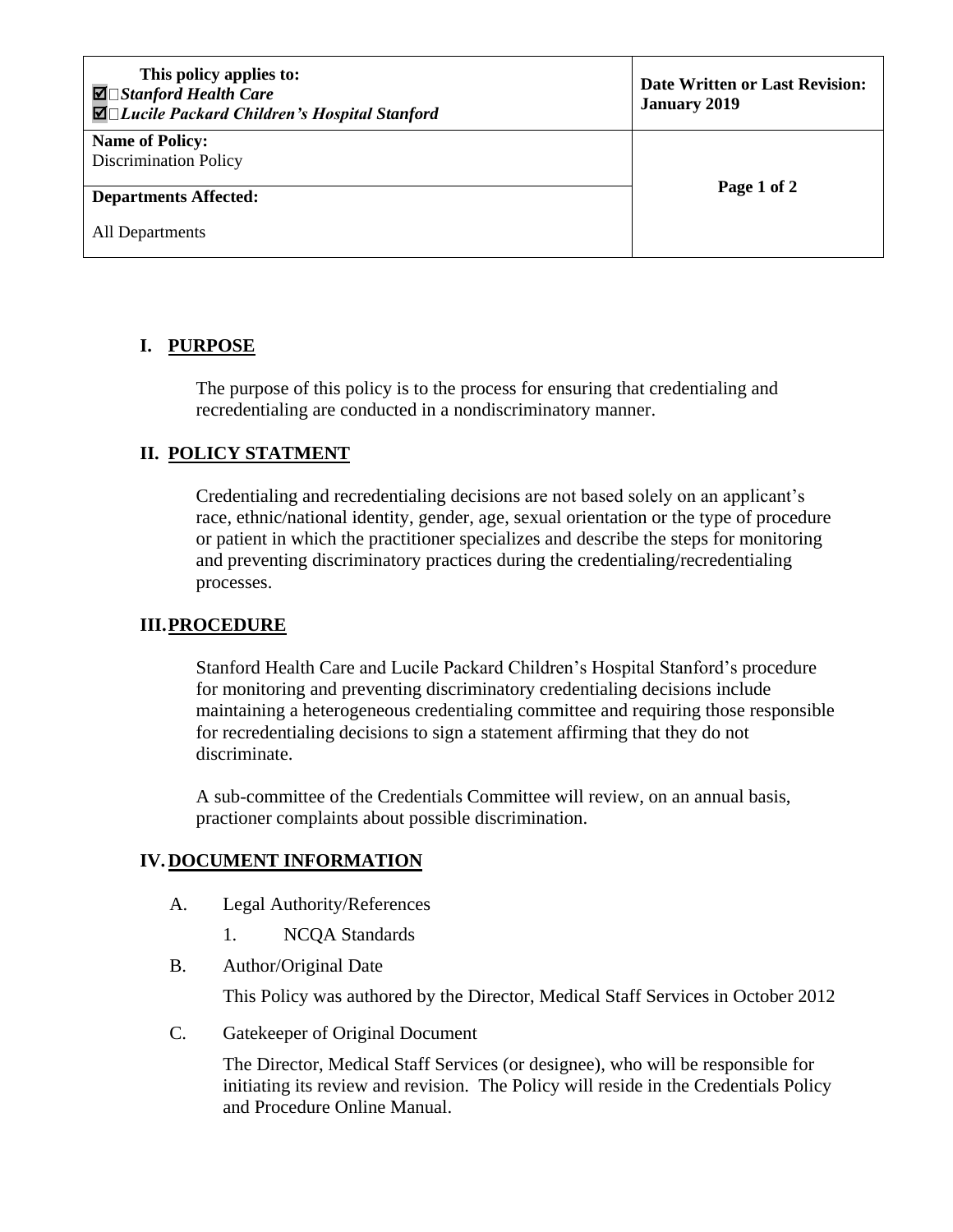| This policy applies to:<br>☑ *Stanford Health Care*<br>☑ *Lucile Packard Children's Hospital Stanford* | **Date Written or Last Revision: January 2019** |
|---|---|
| **Name of Policy:**<br>Discrimination Policy | |
| **Departments Affected:**<br>All Departments | |

## I. PURPOSE

The purpose of this policy is to the process for ensuring that credentialing and recredentialing are conducted in a nondiscriminatory manner.

## II. POLICY STATMENT

Credentialing and recredentialing decisions are not based solely on an applicant's race, ethnic/national identity, gender, age, sexual orientation or the type of procedure or patient in which the practitioner specializes and describe the steps for monitoring and preventing discriminatory practices during the credentialing/recredentialing processes.

## III. PROCEDURE

Stanford Health Care and Lucile Packard Children's Hospital Stanford's procedure for monitoring and preventing discriminatory credentialing decisions include maintaining a heterogeneous credentialing committee and requiring those responsible for recredentialing decisions to sign a statement affirming that they do not discriminate.

A sub-committee of the Credentials Committee will review, on an annual basis, practioner complaints about possible discrimination.

## IV. DOCUMENT INFORMATION

A. Legal Authority/References

   1. NCQA Standards

B. Author/Original Date

   This Policy was authored by the Director, Medical Staff Services in October 2012

C. Gatekeeper of Original Document

   The Director, Medical Staff Services (or designee), who will be responsible for initiating its review and revision. The Policy will reside in the Credentials Policy and Procedure Online Manual.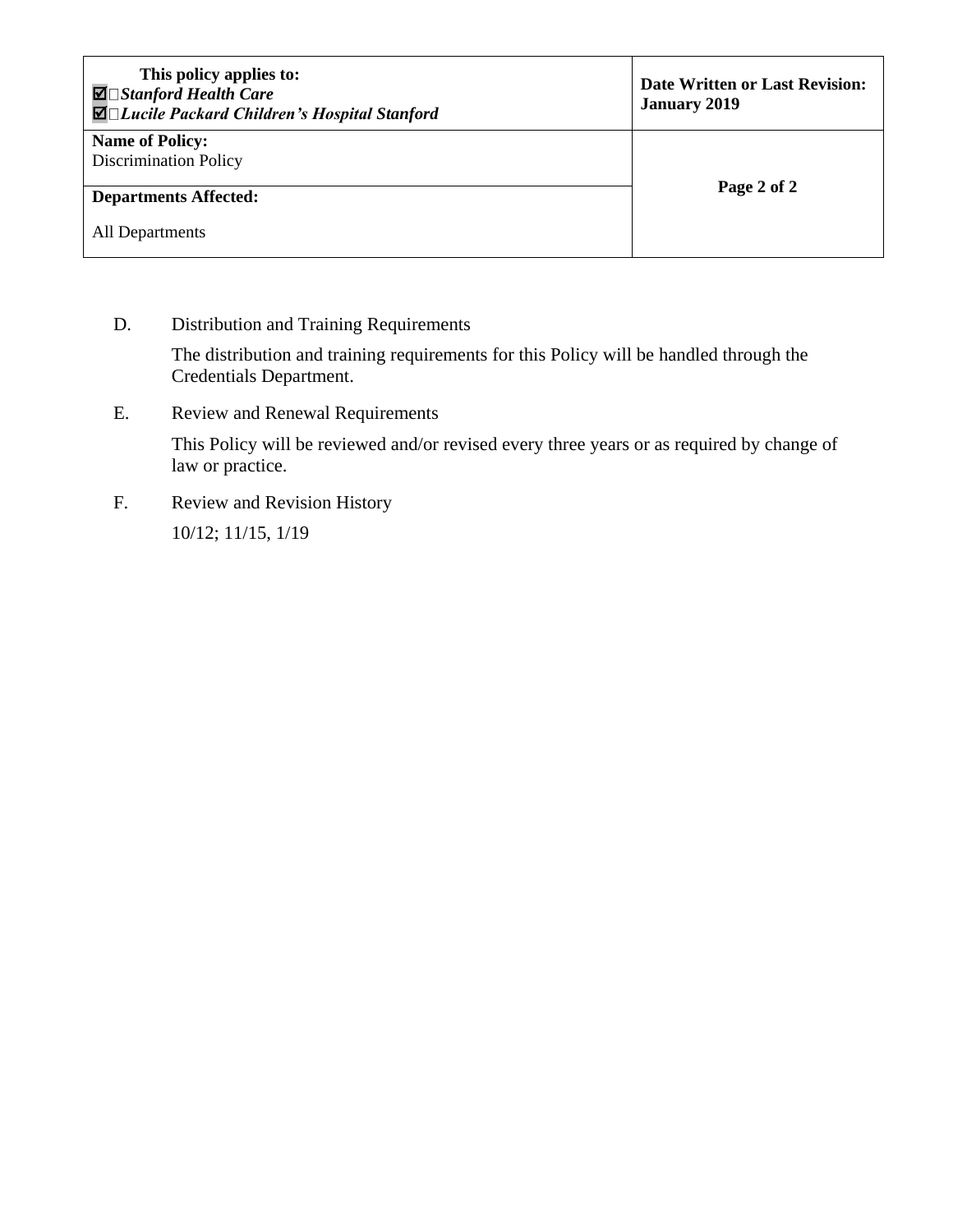D. Distribution and Training Requirements

The distribution and training requirements for this Policy will be handled through the Credentials Department.

E. Review and Renewal Requirements

This Policy will be reviewed and/or revised every three years or as required by change of law or practice.

F. Review and Revision History

10/12; 11/15, 1/19